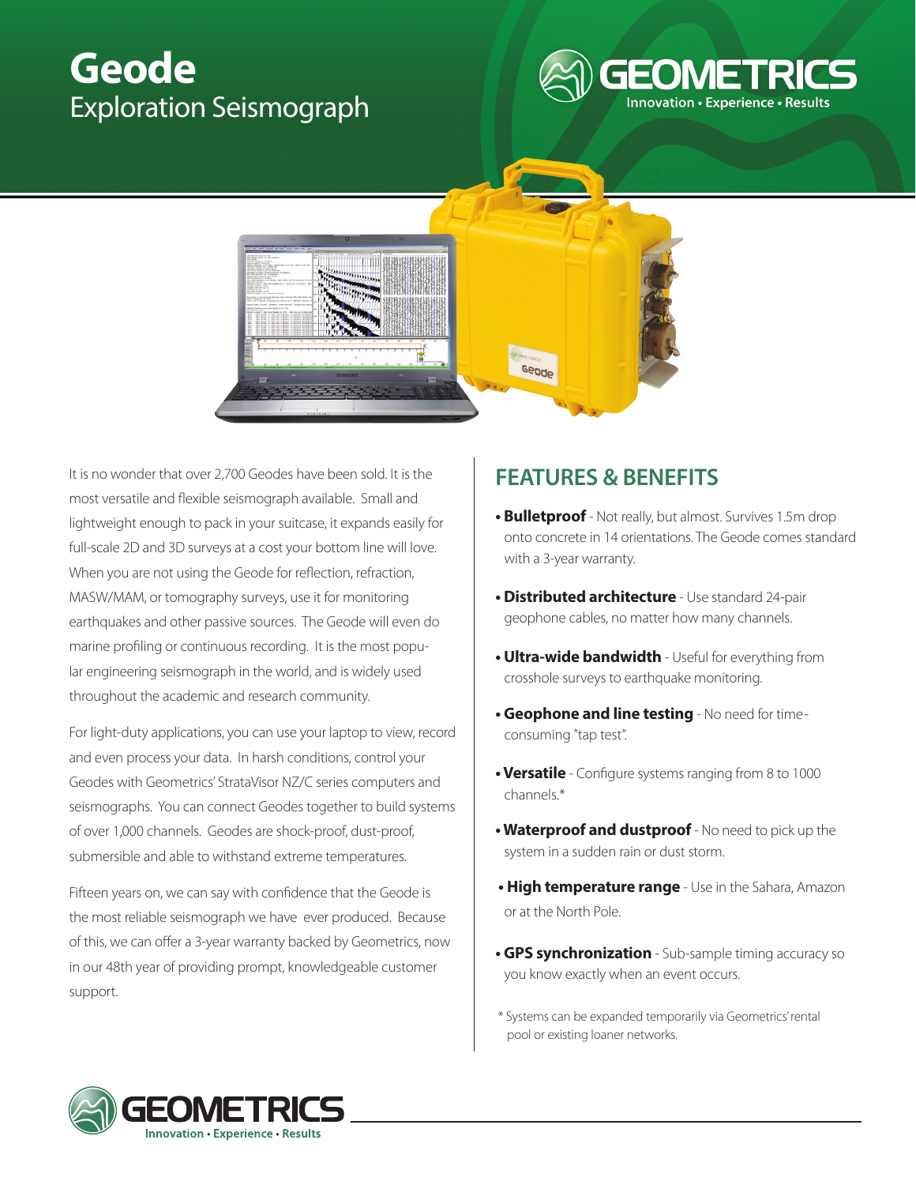# Geode

## Exploration Seismograph

GEOMETRICS

Innovation • Experience • Results

It is no wonder that over 2,700 Geodes have been sold. It is the most versatile and flexible seismograph available. Small and lightweight enough to pack in your suitcase, it expands easily for full-scale 2D and 3D surveys at a cost your bottom line will love. When you are not using the Geode for reflection, refraction, MASW/MAM, or tomography surveys, use it for monitoring earthquakes and other passive sources. The Geode will even do marine profiling or continuous recording. It is the most popular engineering seismograph in the world, and is widely used throughout the academic and research community.

For light-duty applications, you can use your laptop to view, record and even process your data. In harsh conditions, control your Geodes with Geometrics' StrataVisor NZ/C series computers and seismographs. You can connect Geodes together to build systems of over 1,000 channels. Geodes are shock-proof, dust-proof, submersible and able to withstand extreme temperatures.

Fifteen years on, we can say with confidence that the Geode is the most reliable seismograph we have ever produced. Because of this, we can offer a 3-year warranty backed by Geometrics, now in our 48th year of providing prompt, knowledgeable customer support.

## FEATURES & BENEFITS

- **Bulletproof** - Not really, but almost. Survives 1.5m drop onto concrete in 14 orientations. The Geode comes standard with a 3-year warranty.
- **Distributed architecture** - Use standard 24-pair geophone cables, no matter how many channels.
- **Ultra-wide bandwidth** - Useful for everything from crosshole surveys to earthquake monitoring.
- **Geophone and line testing** - No need for time-consuming "tap test".
- **Versatile** - Configure systems ranging from 8 to 1000 channels.*
- **Waterproof and dustproof** - No need to pick up the system in a sudden rain or dust storm.
- **High temperature range** - Use in the Sahara, Amazon or at the North Pole.
- **GPS synchronization** - Sub-sample timing accuracy so you know exactly when an event occurs.

\* Systems can be expanded temporarily via Geometrics' rental pool or existing loaner networks.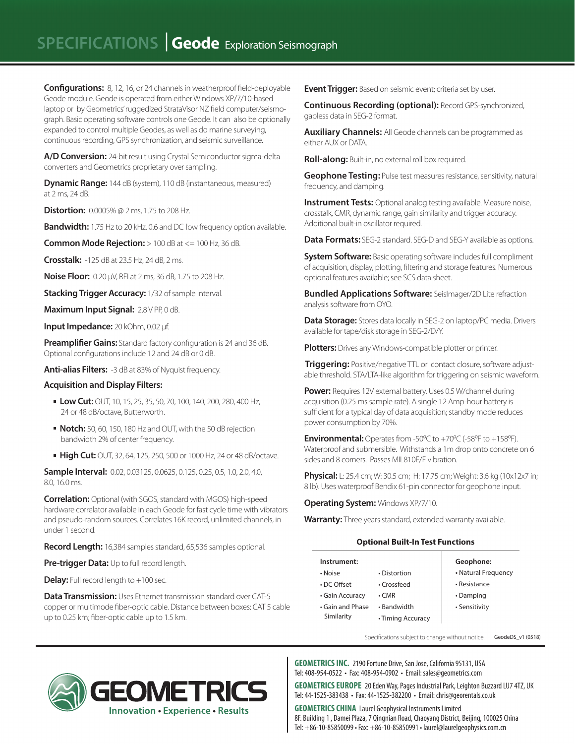# SPECIFICATIONS | Geode Exploration Seismograph

**Configurations:** 8, 12, 16, or 24 channels in weatherproof field-deployable Geode module. Geode is operated from either Windows XP/7/10-based laptop or by Geometrics' ruggedized StrataVisor NZ field computer/seismograph. Basic operating software controls one Geode. It can also be optionally expanded to control multiple Geodes, as well as do marine surveying, continuous recording, GPS synchronization, and seismic surveillance.

**A/D Conversion:** 24-bit result using Crystal Semiconductor sigma-delta converters and Geometrics proprietary over sampling.

**Dynamic Range:** 144 dB (system), 110 dB (instantaneous, measured) at 2 ms, 24 dB.

**Distortion:** 0.0005% @ 2 ms, 1.75 to 208 Hz.

**Bandwidth:** 1.75 Hz to 20 kHz. 0.6 and DC low frequency option available.

**Common Mode Rejection:** > 100 dB at <= 100 Hz, 36 dB.

**Crosstalk:** -125 dB at 23.5 Hz, 24 dB, 2 ms.

**Noise Floor:** 0.20 µV, RFI at 2 ms, 36 dB, 1.75 to 208 Hz.

**Stacking Trigger Accuracy:** 1/32 of sample interval.

**Maximum Input Signal:** 2.8 V PP, 0 dB.

**Input Impedance:** 20 kOhm, 0.02 µf.

**Preamplifier Gains:** Standard factory configuration is 24 and 36 dB. Optional configurations include 12 and 24 dB or 0 dB.

**Anti-alias Filters:** -3 dB at 83% of Nyquist frequency.

**Acquisition and Display Filters:**

- **Low Cut:** OUT, 10, 15, 25, 35, 50, 70, 100, 140, 200, 280, 400 Hz, 24 or 48 dB/octave, Butterworth.
- **Notch:** 50, 60, 150, 180 Hz and OUT, with the 50 dB rejection bandwidth 2% of center frequency.
- **High Cut:** OUT, 32, 64, 125, 250, 500 or 1000 Hz, 24 or 48 dB/octave.

**Sample Interval:** 0.02, 0.03125, 0.0625, 0.125, 0.25, 0.5, 1.0, 2.0, 4.0, 8.0, 16.0 ms.

**Correlation:** Optional (with SGOS, standard with MGOS) high-speed hardware correlator available in each Geode for fast cycle time with vibrators and pseudo-random sources. Correlates 16K record, unlimited channels, in under 1 second.

**Record Length:** 16,384 samples standard, 65,536 samples optional.

**Pre-trigger Data:** Up to full record length.

**Delay:** Full record length to +100 sec.

**Data Transmission:** Uses Ethernet transmission standard over CAT-5 copper or multimode fiber-optic cable. Distance between boxes: CAT 5 cable up to 0.25 km; fiber-optic cable up to 1.5 km.

**Event Trigger:** Based on seismic event; criteria set by user.

**Continuous Recording (optional):** Record GPS-synchronized, gapless data in SEG-2 format.

**Auxiliary Channels:** All Geode channels can be programmed as either AUX or DATA.

**Roll-along:** Built-in, no external roll box required.

**Geophone Testing:** Pulse test measures resistance, sensitivity, natural frequency, and damping.

**Instrument Tests:** Optional analog testing available. Measure noise, crosstalk, CMR, dynamic range, gain similarity and trigger accuracy. Additional built-in oscillator required.

**Data Formats:** SEG-2 standard. SEG-D and SEG-Y available as options.

**System Software:** Basic operating software includes full compliment of acquisition, display, plotting, filtering and storage features. Numerous optional features available; see SCS data sheet.

**Bundled Applications Software:** SeisImager/2D Lite refraction analysis software from OYO.

**Data Storage:** Stores data locally in SEG-2 on laptop/PC media. Drivers available for tape/disk storage in SEG-2/D/Y.

**Plotters:** Drives any Windows-compatible plotter or printer.

**Triggering:** Positive/negative TTL or contact closure, software adjustable threshold. STA/LTA-like algorithm for triggering on seismic waveform.

**Power:** Requires 12V external battery. Uses 0.5 W/channel during acquisition (0.25 ms sample rate). A single 12 Amp-hour battery is sufficient for a typical day of data acquisition; standby mode reduces power consumption by 70%.

**Environmental:** Operates from -50ºC to +70ºC (-58ºF to +158ºF). Waterproof and submersible. Withstands a 1m drop onto concrete on 6 sides and 8 corners. Passes MIL810E/F vibration.

**Physical:** L: 25.4 cm; W: 30.5 cm; H: 17.75 cm; Weight: 3.6 kg (10x12x7 in; 8 lb). Uses waterproof Bendix 61-pin connector for geophone input.

**Operating System:** Windows XP/7/10.

**Warranty:** Three years standard, extended warranty available.

**Optional Built-In Test Functions**

| Instrument: | | Geophone: |
|---|---|---|
| • Noise | • Distortion | • Natural Frequency |
| • DC Offset | • Crossfeed | • Resistance |
| • Gain Accuracy | • CMR | • Damping |
| • Gain and Phase Similarity | • Bandwidth | • Sensitivity |
| | • Timing Accuracy | |

Specifications subject to change without notice. GeodeDS_v1 (0518)

GEOMETRICS
Innovation • Experience • Results

**GEOMETRICS INC.** 2190 Fortune Drive, San Jose, California 95131, USA
Tel: 408-954-0522 • Fax: 408-954-0902 • Email: sales@geometrics.com

**GEOMETRICS EUROPE** 20 Eden Way, Pages Industrial Park, Leighton Buzzard LU7 4TZ, UK
Tel: 44-1525-383438 • Fax: 44-1525-382200 • Email: chris@georentals.co.uk

**GEOMETRICS CHINA** Laurel Geophysical Instruments Limited
8F. Building 1 , Damei Plaza, 7 Qingnian Road, Chaoyang District, Beijing, 100025 China
Tel: +86-10-85850099 • Fax: +86-10-85850991 • laurel@laurelgeophysics.com.cn